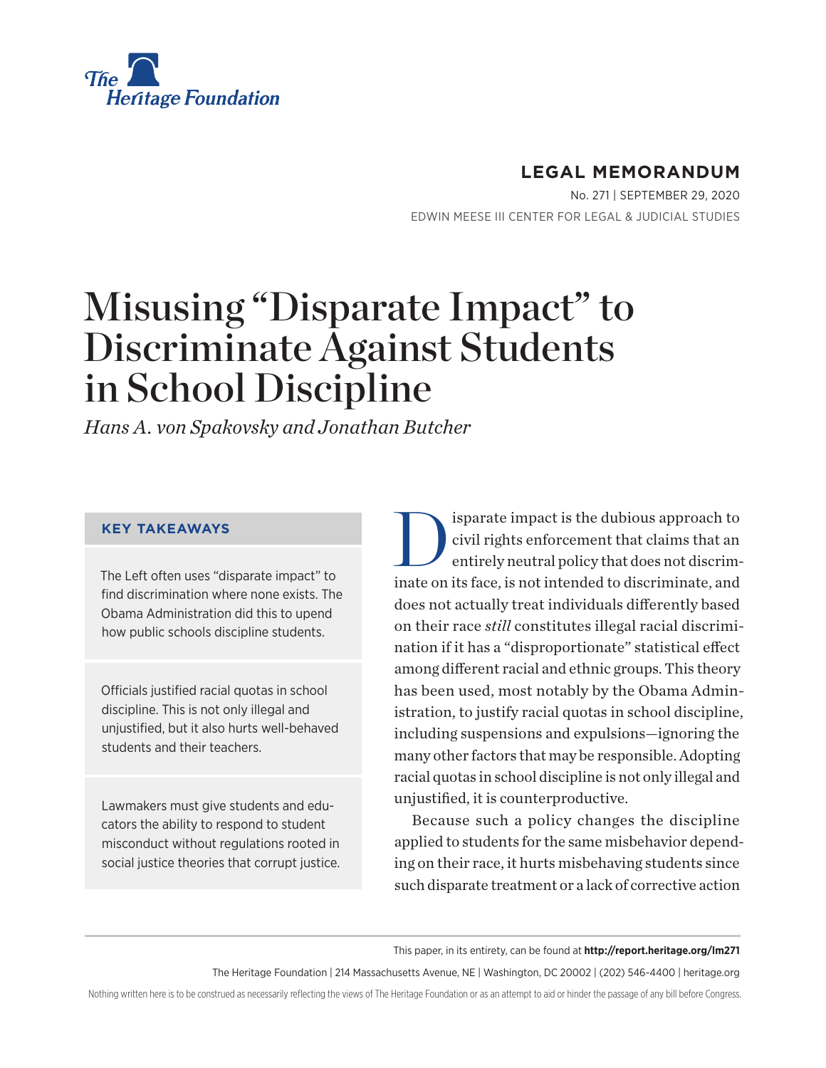The Heritage Foundation

**LEGAL MEMORANDUM**

No. 271 | SEPTEMBER 29, 2020

EDWIN MEESE III CENTER FOR LEGAL & JUDICIAL STUDIES

# Misusing "Disparate Impact" to Discriminate Against Students in School Discipline

*Hans A. von Spakovsky and Jonathan Butcher*

**KEY TAKEAWAYS**

The Left often uses "disparate impact" to find discrimination where none exists. The Obama Administration did this to upend how public schools discipline students.

Officials justified racial quotas in school discipline. This is not only illegal and unjustified, but it also hurts well-behaved students and their teachers.

Lawmakers must give students and educators the ability to respond to student misconduct without regulations rooted in social justice theories that corrupt justice.

Disparate impact is the dubious approach to civil rights enforcement that claims that an entirely neutral policy that does not discriminate on its face, is not intended to discriminate, and does not actually treat individuals differently based on their race *still* constitutes illegal racial discrimination if it has a "disproportionate" statistical effect among different racial and ethnic groups. This theory has been used, most notably by the Obama Administration, to justify racial quotas in school discipline, including suspensions and expulsions—ignoring the many other factors that may be responsible. Adopting racial quotas in school discipline is not only illegal and unjustified, it is counterproductive.

Because such a policy changes the discipline applied to students for the same misbehavior depending on their race, it hurts misbehaving students since such disparate treatment or a lack of corrective action

This paper, in its entirety, can be found at **http://report.heritage.org/lm271**

The Heritage Foundation | 214 Massachusetts Avenue, NE | Washington, DC 20002 | (202) 546-4400 | heritage.org

Nothing written here is to be construed as necessarily reflecting the views of The Heritage Foundation or as an attempt to aid or hinder the passage of any bill before Congress.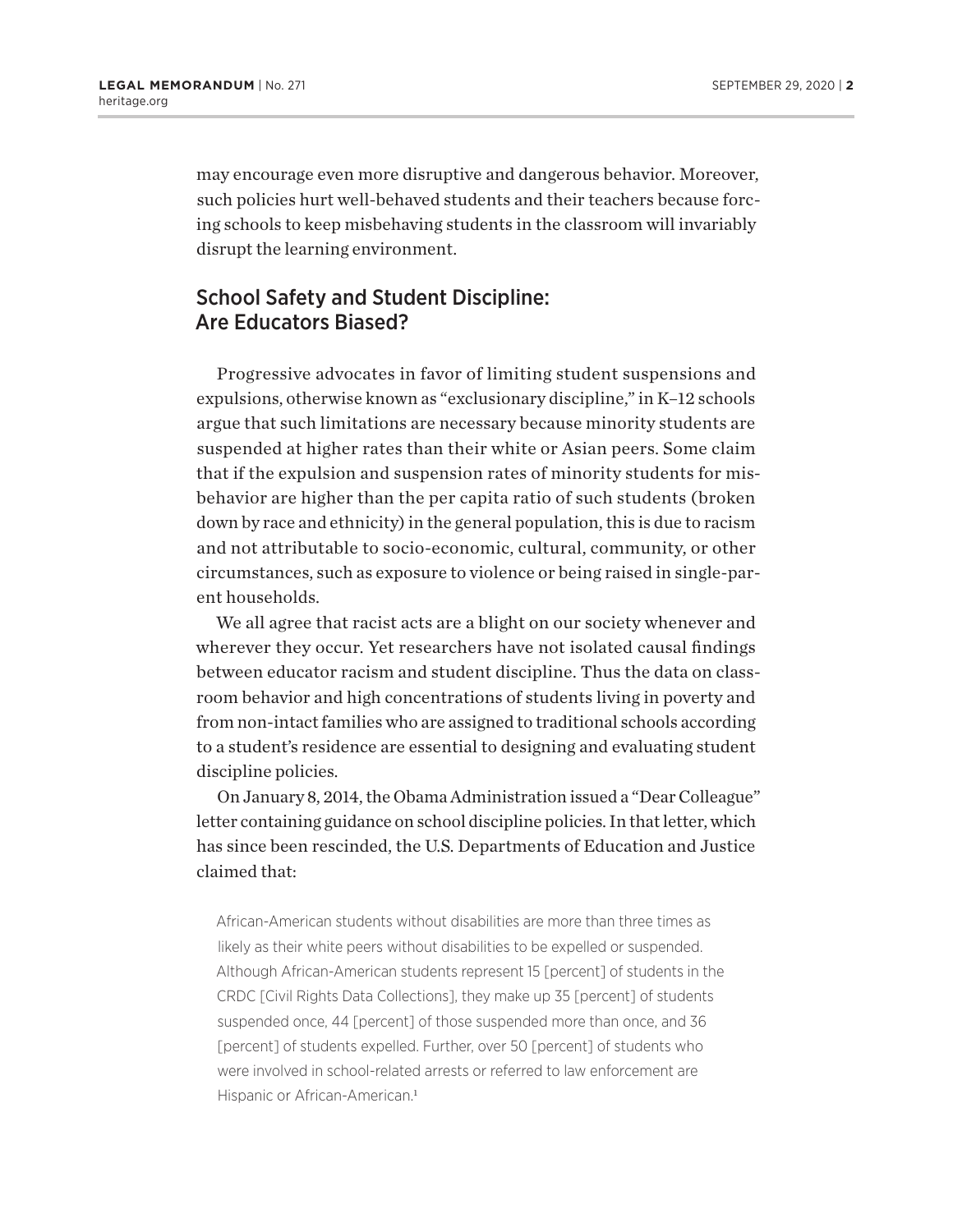may encourage even more disruptive and dangerous behavior. Moreover, such policies hurt well-behaved students and their teachers because forcing schools to keep misbehaving students in the classroom will invariably disrupt the learning environment.

## School Safety and Student Discipline: Are Educators Biased?

Progressive advocates in favor of limiting student suspensions and expulsions, otherwise known as "exclusionary discipline," in K–12 schools argue that such limitations are necessary because minority students are suspended at higher rates than their white or Asian peers. Some claim that if the expulsion and suspension rates of minority students for misbehavior are higher than the per capita ratio of such students (broken down by race and ethnicity) in the general population, this is due to racism and not attributable to socio-economic, cultural, community, or other circumstances, such as exposure to violence or being raised in single-parent households.

We all agree that racist acts are a blight on our society whenever and wherever they occur. Yet researchers have not isolated causal findings between educator racism and student discipline. Thus the data on classroom behavior and high concentrations of students living in poverty and from non-intact families who are assigned to traditional schools according to a student's residence are essential to designing and evaluating student discipline policies.

On January 8, 2014, the Obama Administration issued a "Dear Colleague" letter containing guidance on school discipline policies. In that letter, which has since been rescinded, the U.S. Departments of Education and Justice claimed that:

> African-American students without disabilities are more than three times as likely as their white peers without disabilities to be expelled or suspended. Although African-American students represent 15 [percent] of students in the CRDC [Civil Rights Data Collections], they make up 35 [percent] of students suspended once, 44 [percent] of those suspended more than once, and 36 [percent] of students expelled. Further, over 50 [percent] of students who were involved in school-related arrests or referred to law enforcement are Hispanic or African-American.[1]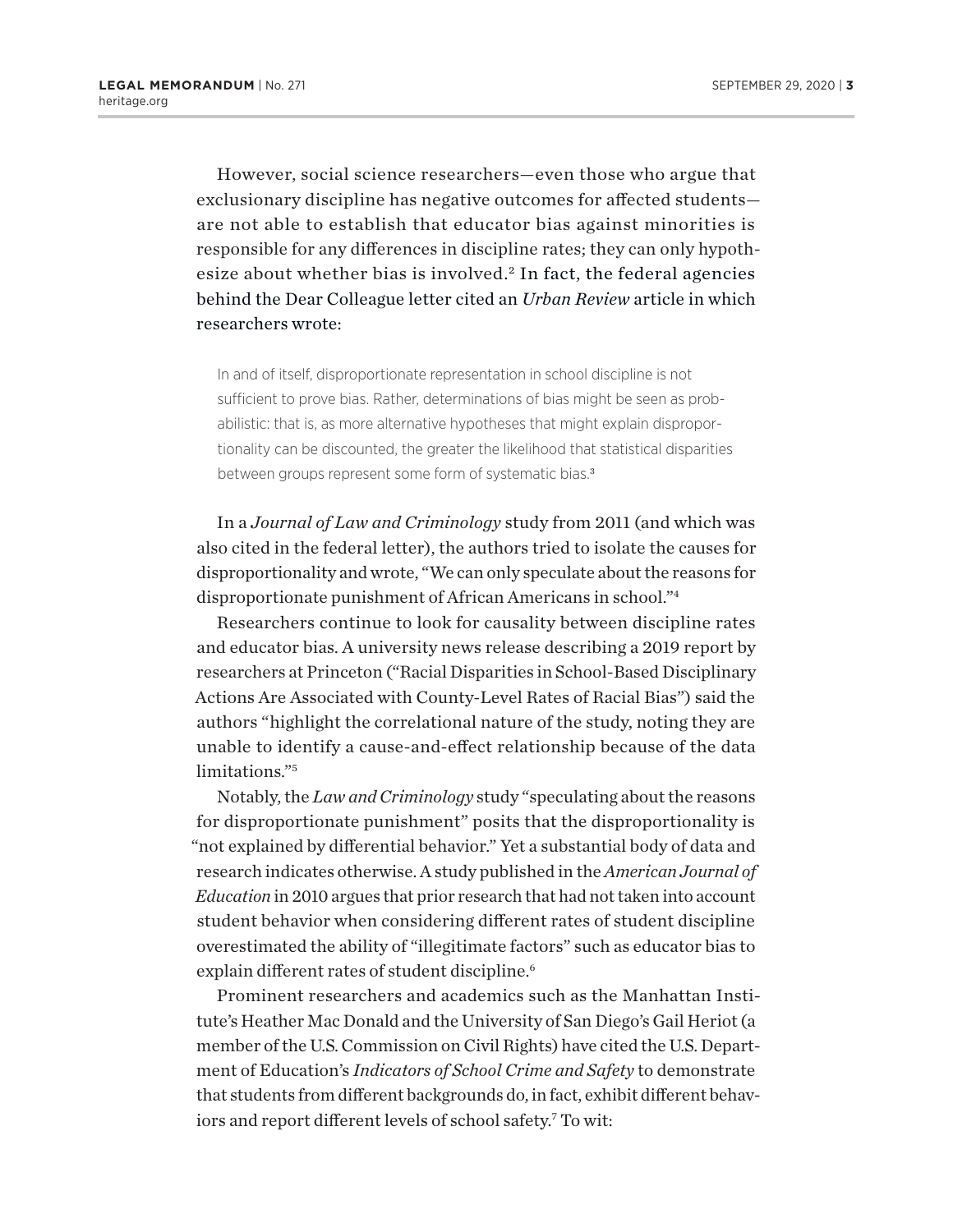However, social science researchers—even those who argue that exclusionary discipline has negative outcomes for affected students—are not able to establish that educator bias against minorities is responsible for any differences in discipline rates; they can only hypothesize about whether bias is involved.[2] In fact, the federal agencies behind the Dear Colleague letter cited an *Urban Review* article in which researchers wrote:

> In and of itself, disproportionate representation in school discipline is not sufficient to prove bias. Rather, determinations of bias might be seen as probabilistic: that is, as more alternative hypotheses that might explain disproportionality can be discounted, the greater the likelihood that statistical disparities between groups represent some form of systematic bias.[3]

In a *Journal of Law and Criminology* study from 2011 (and which was also cited in the federal letter), the authors tried to isolate the causes for disproportionality and wrote, "We can only speculate about the reasons for disproportionate punishment of African Americans in school."[4]

Researchers continue to look for causality between discipline rates and educator bias. A university news release describing a 2019 report by researchers at Princeton ("Racial Disparities in School-Based Disciplinary Actions Are Associated with County-Level Rates of Racial Bias") said the authors "highlight the correlational nature of the study, noting they are unable to identify a cause-and-effect relationship because of the data limitations."[5]

Notably, the *Law and Criminology* study "speculating about the reasons for disproportionate punishment" posits that the disproportionality is "not explained by differential behavior." Yet a substantial body of data and research indicates otherwise. A study published in the *American Journal of Education* in 2010 argues that prior research that had not taken into account student behavior when considering different rates of student discipline overestimated the ability of "illegitimate factors" such as educator bias to explain different rates of student discipline.[6]

Prominent researchers and academics such as the Manhattan Institute's Heather Mac Donald and the University of San Diego's Gail Heriot (a member of the U.S. Commission on Civil Rights) have cited the U.S. Department of Education's *Indicators of School Crime and Safety* to demonstrate that students from different backgrounds do, in fact, exhibit different behaviors and report different levels of school safety.[7] To wit: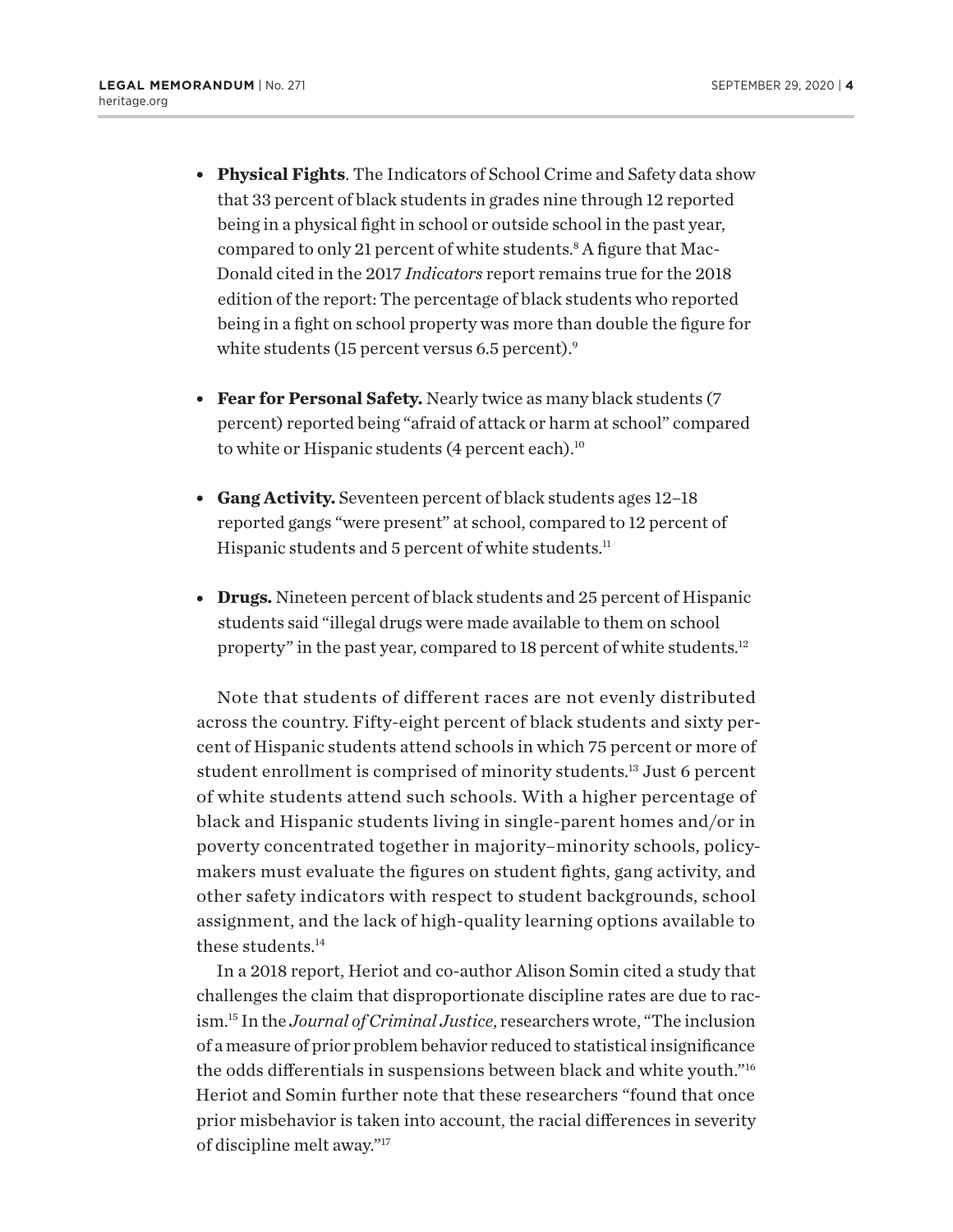- **Physical Fights**. The Indicators of School Crime and Safety data show that 33 percent of black students in grades nine through 12 reported being in a physical fight in school or outside school in the past year, compared to only 21 percent of white students.[8] A figure that MacDonald cited in the 2017 *Indicators* report remains true for the 2018 edition of the report: The percentage of black students who reported being in a fight on school property was more than double the figure for white students (15 percent versus 6.5 percent).[9]

- **Fear for Personal Safety.** Nearly twice as many black students (7 percent) reported being "afraid of attack or harm at school" compared to white or Hispanic students (4 percent each).[10]

- **Gang Activity.** Seventeen percent of black students ages 12–18 reported gangs "were present" at school, compared to 12 percent of Hispanic students and 5 percent of white students.[11]

- **Drugs.** Nineteen percent of black students and 25 percent of Hispanic students said "illegal drugs were made available to them on school property" in the past year, compared to 18 percent of white students.[12]

Note that students of different races are not evenly distributed across the country. Fifty-eight percent of black students and sixty percent of Hispanic students attend schools in which 75 percent or more of student enrollment is comprised of minority students.[13] Just 6 percent of white students attend such schools. With a higher percentage of black and Hispanic students living in single-parent homes and/or in poverty concentrated together in majority–minority schools, policymakers must evaluate the figures on student fights, gang activity, and other safety indicators with respect to student backgrounds, school assignment, and the lack of high-quality learning options available to these students.[14]

In a 2018 report, Heriot and co-author Alison Somin cited a study that challenges the claim that disproportionate discipline rates are due to racism.[15] In the *Journal of Criminal Justice*, researchers wrote, "The inclusion of a measure of prior problem behavior reduced to statistical insignificance the odds differentials in suspensions between black and white youth."[16] Heriot and Somin further note that these researchers "found that once prior misbehavior is taken into account, the racial differences in severity of discipline melt away."[17]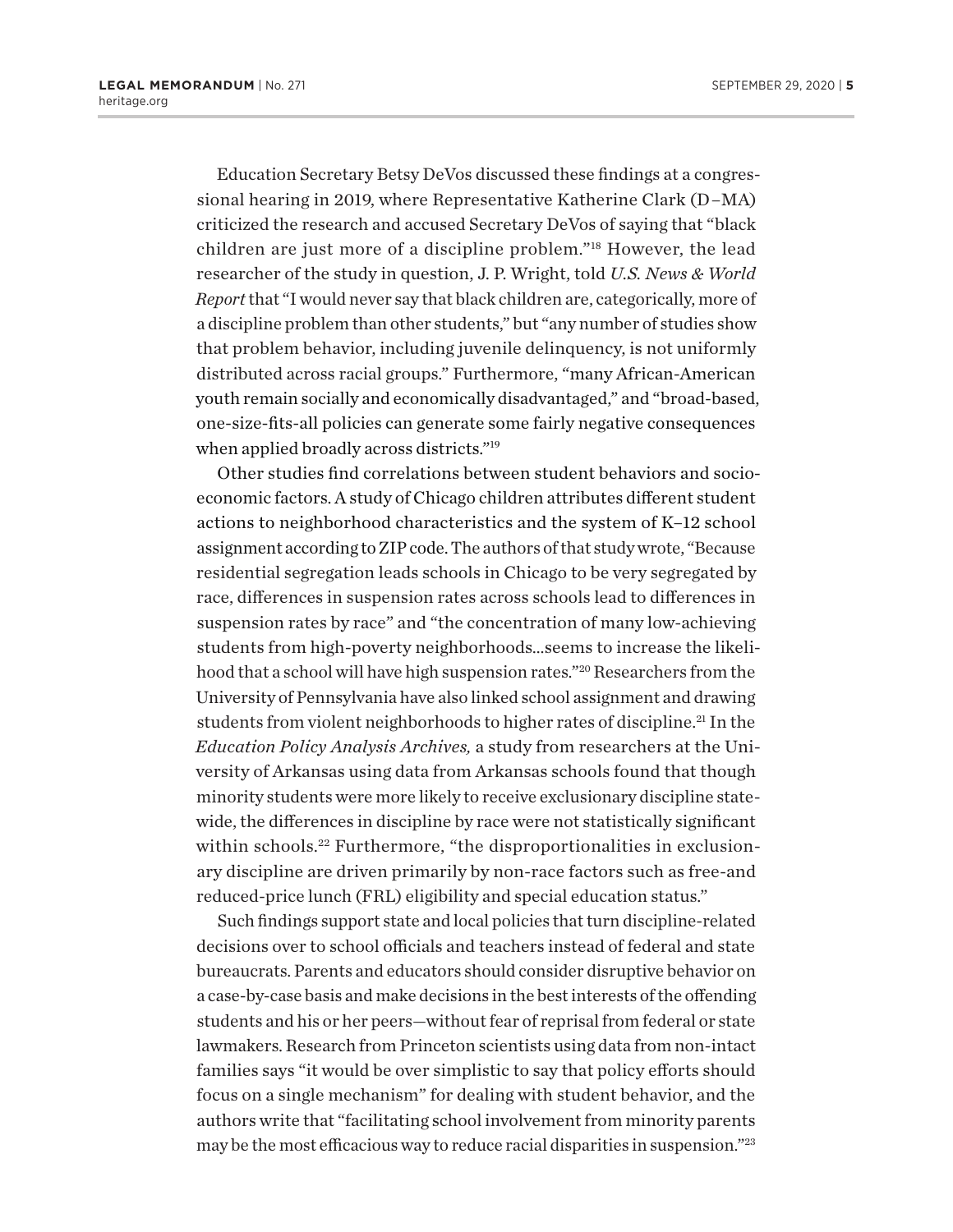Education Secretary Betsy DeVos discussed these findings at a congressional hearing in 2019, where Representative Katherine Clark (D–MA) criticized the research and accused Secretary DeVos of saying that "black children are just more of a discipline problem."[18] However, the lead researcher of the study in question, J. P. Wright, told *U.S. News & World Report* that "I would never say that black children are, categorically, more of a discipline problem than other students," but "any number of studies show that problem behavior, including juvenile delinquency, is not uniformly distributed across racial groups." Furthermore, "many African-American youth remain socially and economically disadvantaged," and "broad-based, one-size-fits-all policies can generate some fairly negative consequences when applied broadly across districts."[19]

Other studies find correlations between student behaviors and socioeconomic factors. A study of Chicago children attributes different student actions to neighborhood characteristics and the system of K–12 school assignment according to ZIP code. The authors of that study wrote, "Because residential segregation leads schools in Chicago to be very segregated by race, differences in suspension rates across schools lead to differences in suspension rates by race" and "the concentration of many low-achieving students from high-poverty neighborhoods...seems to increase the likelihood that a school will have high suspension rates."[20] Researchers from the University of Pennsylvania have also linked school assignment and drawing students from violent neighborhoods to higher rates of discipline.[21] In the *Education Policy Analysis Archives,* a study from researchers at the University of Arkansas using data from Arkansas schools found that though minority students were more likely to receive exclusionary discipline statewide, the differences in discipline by race were not statistically significant within schools.[22] Furthermore, "the disproportionalities in exclusionary discipline are driven primarily by non-race factors such as free-and reduced-price lunch (FRL) eligibility and special education status."

Such findings support state and local policies that turn discipline-related decisions over to school officials and teachers instead of federal and state bureaucrats. Parents and educators should consider disruptive behavior on a case-by-case basis and make decisions in the best interests of the offending students and his or her peers—without fear of reprisal from federal or state lawmakers. Research from Princeton scientists using data from non-intact families says "it would be over simplistic to say that policy efforts should focus on a single mechanism" for dealing with student behavior, and the authors write that "facilitating school involvement from minority parents may be the most efficacious way to reduce racial disparities in suspension."[23]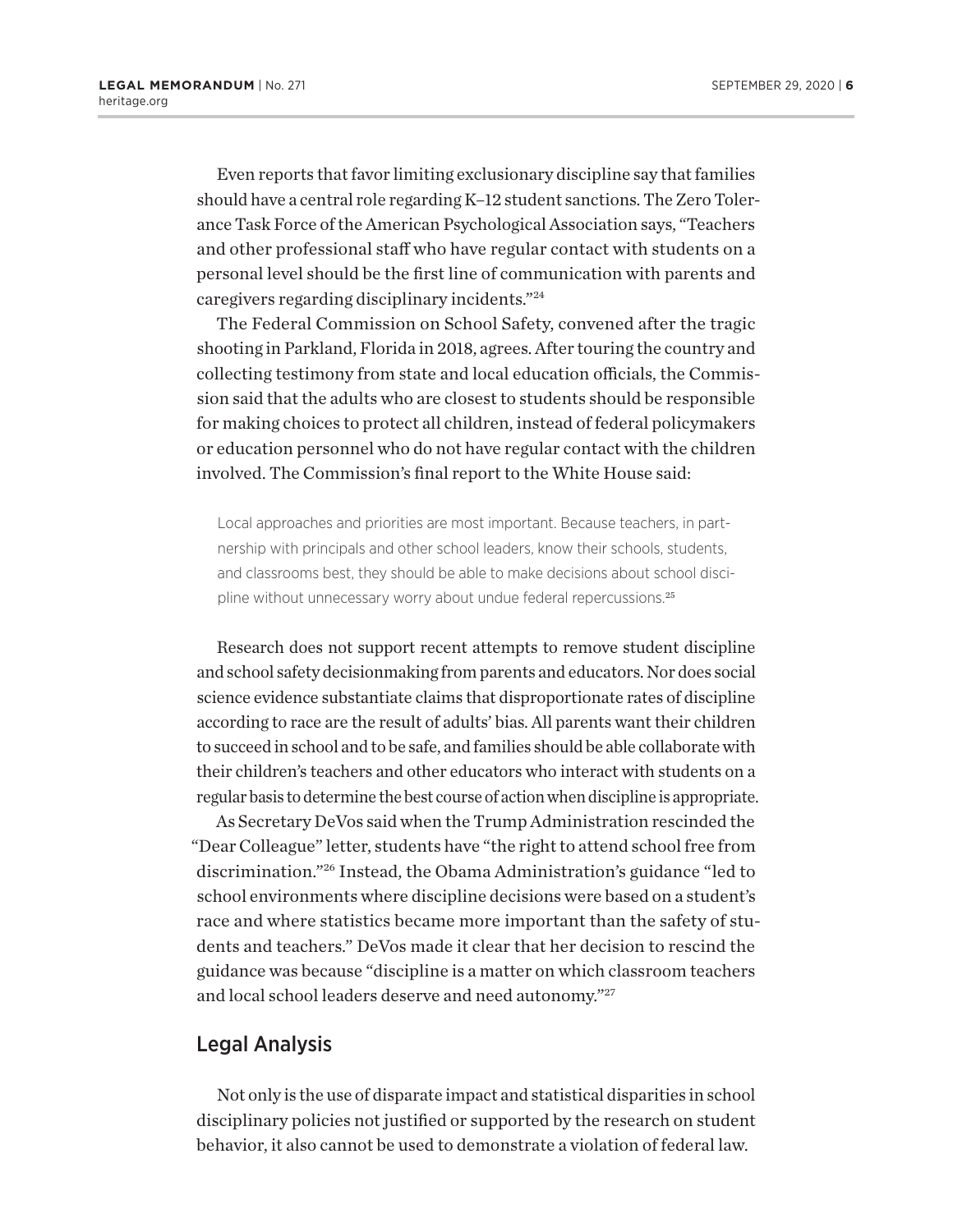Even reports that favor limiting exclusionary discipline say that families should have a central role regarding K–12 student sanctions. The Zero Tolerance Task Force of the American Psychological Association says, "Teachers and other professional staff who have regular contact with students on a personal level should be the first line of communication with parents and caregivers regarding disciplinary incidents."[24]

The Federal Commission on School Safety, convened after the tragic shooting in Parkland, Florida in 2018, agrees. After touring the country and collecting testimony from state and local education officials, the Commission said that the adults who are closest to students should be responsible for making choices to protect all children, instead of federal policymakers or education personnel who do not have regular contact with the children involved. The Commission's final report to the White House said:

> Local approaches and priorities are most important. Because teachers, in partnership with principals and other school leaders, know their schools, students, and classrooms best, they should be able to make decisions about school discipline without unnecessary worry about undue federal repercussions.[25]

Research does not support recent attempts to remove student discipline and school safety decisionmaking from parents and educators. Nor does social science evidence substantiate claims that disproportionate rates of discipline according to race are the result of adults' bias. All parents want their children to succeed in school and to be safe, and families should be able collaborate with their children's teachers and other educators who interact with students on a regular basis to determine the best course of action when discipline is appropriate.

As Secretary DeVos said when the Trump Administration rescinded the "Dear Colleague" letter, students have "the right to attend school free from discrimination."[26] Instead, the Obama Administration's guidance "led to school environments where discipline decisions were based on a student's race and where statistics became more important than the safety of students and teachers." DeVos made it clear that her decision to rescind the guidance was because "discipline is a matter on which classroom teachers and local school leaders deserve and need autonomy."[27]

## Legal Analysis

Not only is the use of disparate impact and statistical disparities in school disciplinary policies not justified or supported by the research on student behavior, it also cannot be used to demonstrate a violation of federal law.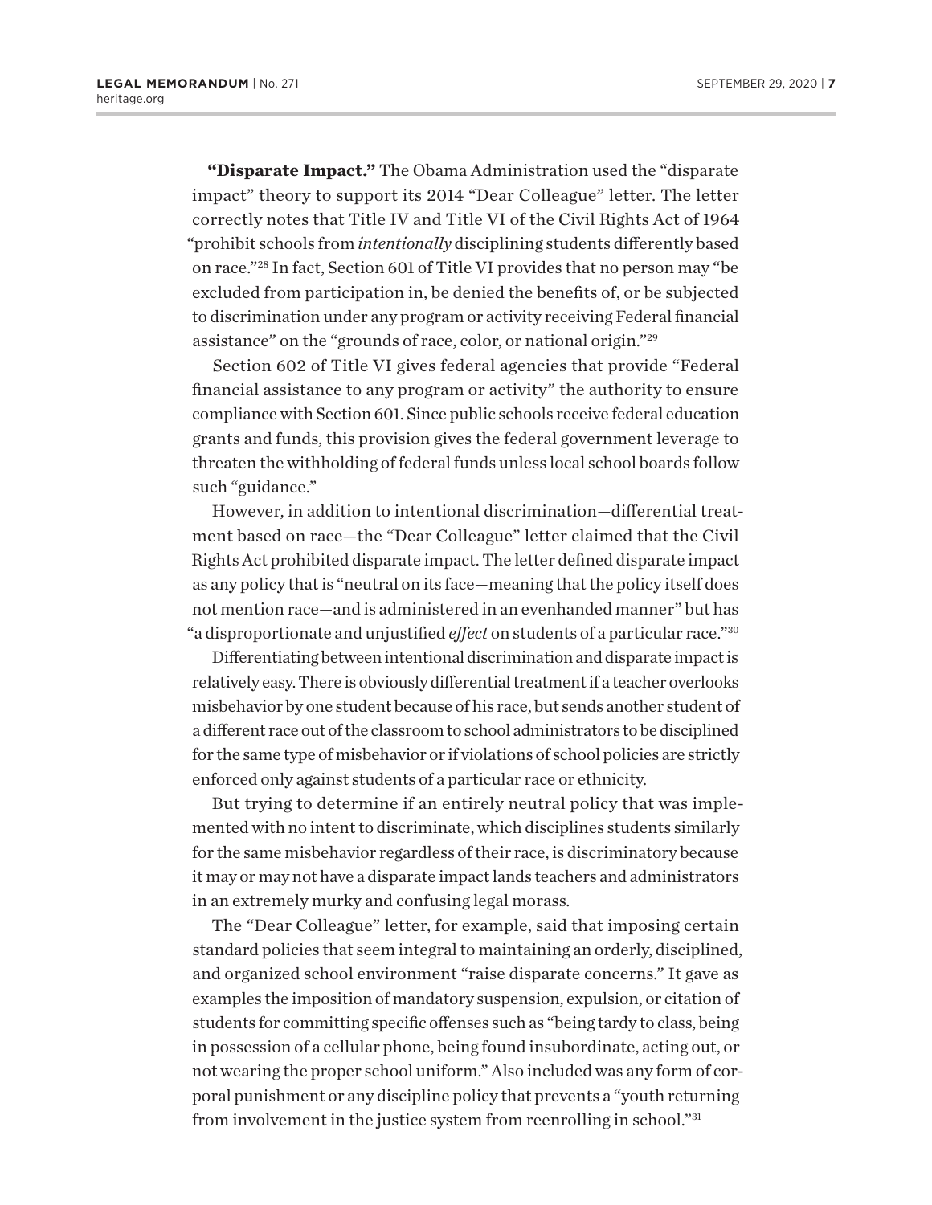**"Disparate Impact."** The Obama Administration used the "disparate impact" theory to support its 2014 "Dear Colleague" letter. The letter correctly notes that Title IV and Title VI of the Civil Rights Act of 1964 "prohibit schools from *intentionally* disciplining students differently based on race."[28] In fact, Section 601 of Title VI provides that no person may "be excluded from participation in, be denied the benefits of, or be subjected to discrimination under any program or activity receiving Federal financial assistance" on the "grounds of race, color, or national origin."[29]

Section 602 of Title VI gives federal agencies that provide "Federal financial assistance to any program or activity" the authority to ensure compliance with Section 601. Since public schools receive federal education grants and funds, this provision gives the federal government leverage to threaten the withholding of federal funds unless local school boards follow such "guidance."

However, in addition to intentional discrimination—differential treatment based on race—the "Dear Colleague" letter claimed that the Civil Rights Act prohibited disparate impact. The letter defined disparate impact as any policy that is "neutral on its face—meaning that the policy itself does not mention race—and is administered in an evenhanded manner" but has "a disproportionate and unjustified *effect* on students of a particular race."[30]

Differentiating between intentional discrimination and disparate impact is relatively easy. There is obviously differential treatment if a teacher overlooks misbehavior by one student because of his race, but sends another student of a different race out of the classroom to school administrators to be disciplined for the same type of misbehavior or if violations of school policies are strictly enforced only against students of a particular race or ethnicity.

But trying to determine if an entirely neutral policy that was implemented with no intent to discriminate, which disciplines students similarly for the same misbehavior regardless of their race, is discriminatory because it may or may not have a disparate impact lands teachers and administrators in an extremely murky and confusing legal morass.

The "Dear Colleague" letter, for example, said that imposing certain standard policies that seem integral to maintaining an orderly, disciplined, and organized school environment "raise disparate concerns." It gave as examples the imposition of mandatory suspension, expulsion, or citation of students for committing specific offenses such as "being tardy to class, being in possession of a cellular phone, being found insubordinate, acting out, or not wearing the proper school uniform." Also included was any form of corporal punishment or any discipline policy that prevents a "youth returning from involvement in the justice system from reenrolling in school."[31]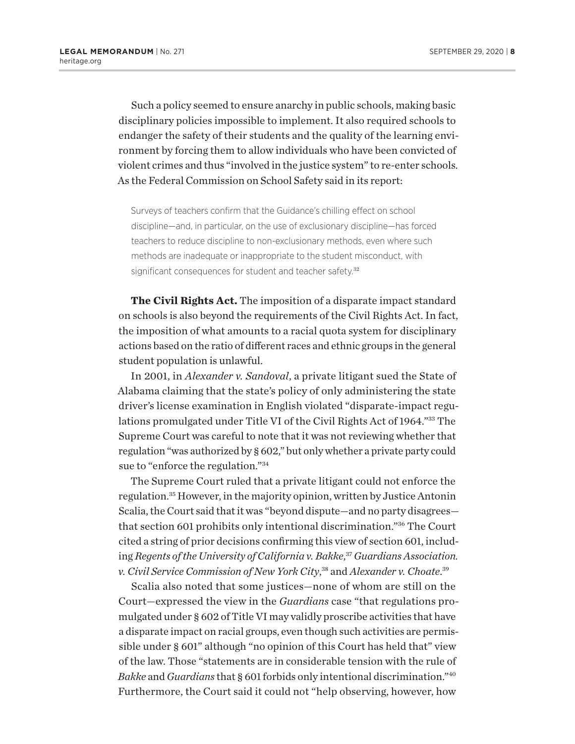Such a policy seemed to ensure anarchy in public schools, making basic disciplinary policies impossible to implement. It also required schools to endanger the safety of their students and the quality of the learning environment by forcing them to allow individuals who have been convicted of violent crimes and thus "involved in the justice system" to re-enter schools. As the Federal Commission on School Safety said in its report:

> Surveys of teachers confirm that the Guidance's chilling effect on school discipline—and, in particular, on the use of exclusionary discipline—has forced teachers to reduce discipline to non-exclusionary methods, even where such methods are inadequate or inappropriate to the student misconduct, with significant consequences for student and teacher safety.[32]

**The Civil Rights Act.** The imposition of a disparate impact standard on schools is also beyond the requirements of the Civil Rights Act. In fact, the imposition of what amounts to a racial quota system for disciplinary actions based on the ratio of different races and ethnic groups in the general student population is unlawful.

In 2001, in *Alexander v. Sandoval*, a private litigant sued the State of Alabama claiming that the state's policy of only administering the state driver's license examination in English violated "disparate-impact regulations promulgated under Title VI of the Civil Rights Act of 1964."[33] The Supreme Court was careful to note that it was not reviewing whether that regulation "was authorized by § 602," but only whether a private party could sue to "enforce the regulation."[34]

The Supreme Court ruled that a private litigant could not enforce the regulation.[35] However, in the majority opinion, written by Justice Antonin Scalia, the Court said that it was "beyond dispute—and no party disagrees—that section 601 prohibits only intentional discrimination."[36] The Court cited a string of prior decisions confirming this view of section 601, including *Regents of the University of California v. Bakke*,[37] *Guardians Association. v. Civil Service Commission of New York City*,[38] and *Alexander v. Choate*.[39]

Scalia also noted that some justices—none of whom are still on the Court—expressed the view in the *Guardians* case "that regulations promulgated under § 602 of Title VI may validly proscribe activities that have a disparate impact on racial groups, even though such activities are permissible under § 601" although "no opinion of this Court has held that" view of the law. Those "statements are in considerable tension with the rule of *Bakke* and *Guardians* that § 601 forbids only intentional discrimination."[40] Furthermore, the Court said it could not "help observing, however, how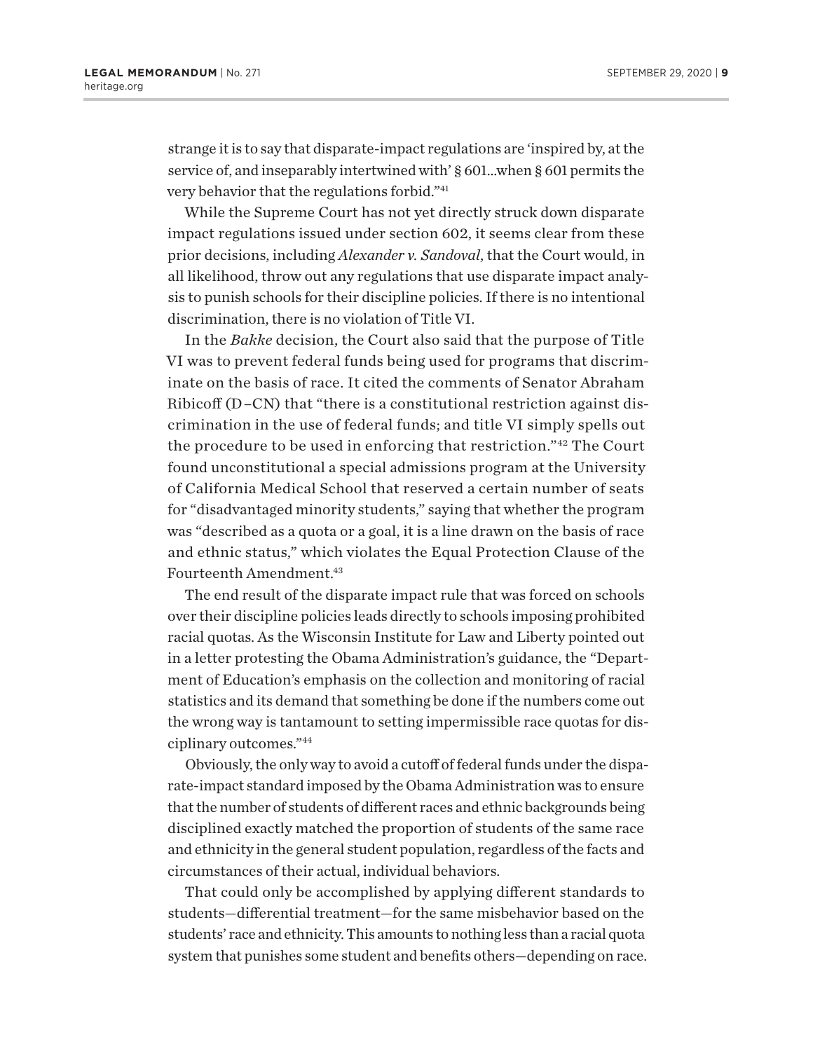strange it is to say that disparate-impact regulations are 'inspired by, at the service of, and inseparably intertwined with' § 601...when § 601 permits the very behavior that the regulations forbid."[41]

While the Supreme Court has not yet directly struck down disparate impact regulations issued under section 602, it seems clear from these prior decisions, including *Alexander v. Sandoval*, that the Court would, in all likelihood, throw out any regulations that use disparate impact analysis to punish schools for their discipline policies. If there is no intentional discrimination, there is no violation of Title VI.

In the *Bakke* decision, the Court also said that the purpose of Title VI was to prevent federal funds being used for programs that discriminate on the basis of race. It cited the comments of Senator Abraham Ribicoff (D–CN) that "there is a constitutional restriction against discrimination in the use of federal funds; and title VI simply spells out the procedure to be used in enforcing that restriction."[42] The Court found unconstitutional a special admissions program at the University of California Medical School that reserved a certain number of seats for "disadvantaged minority students," saying that whether the program was "described as a quota or a goal, it is a line drawn on the basis of race and ethnic status," which violates the Equal Protection Clause of the Fourteenth Amendment.[43]

The end result of the disparate impact rule that was forced on schools over their discipline policies leads directly to schools imposing prohibited racial quotas. As the Wisconsin Institute for Law and Liberty pointed out in a letter protesting the Obama Administration's guidance, the "Department of Education's emphasis on the collection and monitoring of racial statistics and its demand that something be done if the numbers come out the wrong way is tantamount to setting impermissible race quotas for disciplinary outcomes."[44]

Obviously, the only way to avoid a cutoff of federal funds under the disparate-impact standard imposed by the Obama Administration was to ensure that the number of students of different races and ethnic backgrounds being disciplined exactly matched the proportion of students of the same race and ethnicity in the general student population, regardless of the facts and circumstances of their actual, individual behaviors.

That could only be accomplished by applying different standards to students—differential treatment—for the same misbehavior based on the students' race and ethnicity. This amounts to nothing less than a racial quota system that punishes some student and benefits others—depending on race.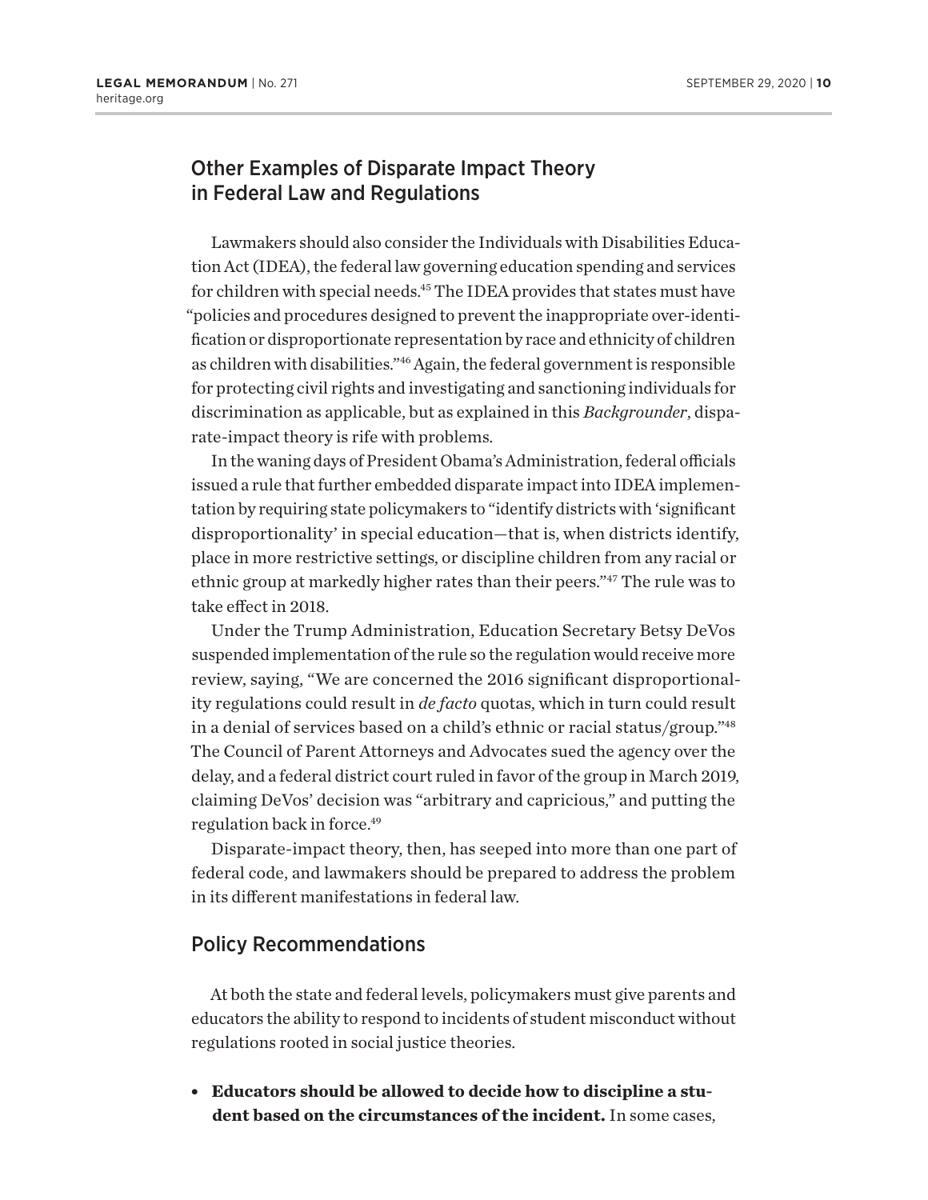## Other Examples of Disparate Impact Theory in Federal Law and Regulations

Lawmakers should also consider the Individuals with Disabilities Education Act (IDEA), the federal law governing education spending and services for children with special needs.[45] The IDEA provides that states must have "policies and procedures designed to prevent the inappropriate over-identification or disproportionate representation by race and ethnicity of children as children with disabilities."[46] Again, the federal government is responsible for protecting civil rights and investigating and sanctioning individuals for discrimination as applicable, but as explained in this *Backgrounder*, disparate-impact theory is rife with problems.

In the waning days of President Obama's Administration, federal officials issued a rule that further embedded disparate impact into IDEA implementation by requiring state policymakers to "identify districts with 'significant disproportionality' in special education—that is, when districts identify, place in more restrictive settings, or discipline children from any racial or ethnic group at markedly higher rates than their peers."[47] The rule was to take effect in 2018.

Under the Trump Administration, Education Secretary Betsy DeVos suspended implementation of the rule so the regulation would receive more review, saying, "We are concerned the 2016 significant disproportionality regulations could result in *de facto* quotas, which in turn could result in a denial of services based on a child's ethnic or racial status/group."[48] The Council of Parent Attorneys and Advocates sued the agency over the delay, and a federal district court ruled in favor of the group in March 2019, claiming DeVos' decision was "arbitrary and capricious," and putting the regulation back in force.[49]

Disparate-impact theory, then, has seeped into more than one part of federal code, and lawmakers should be prepared to address the problem in its different manifestations in federal law.

## Policy Recommendations

At both the state and federal levels, policymakers must give parents and educators the ability to respond to incidents of student misconduct without regulations rooted in social justice theories.

- **Educators should be allowed to decide how to discipline a student based on the circumstances of the incident.** In some cases,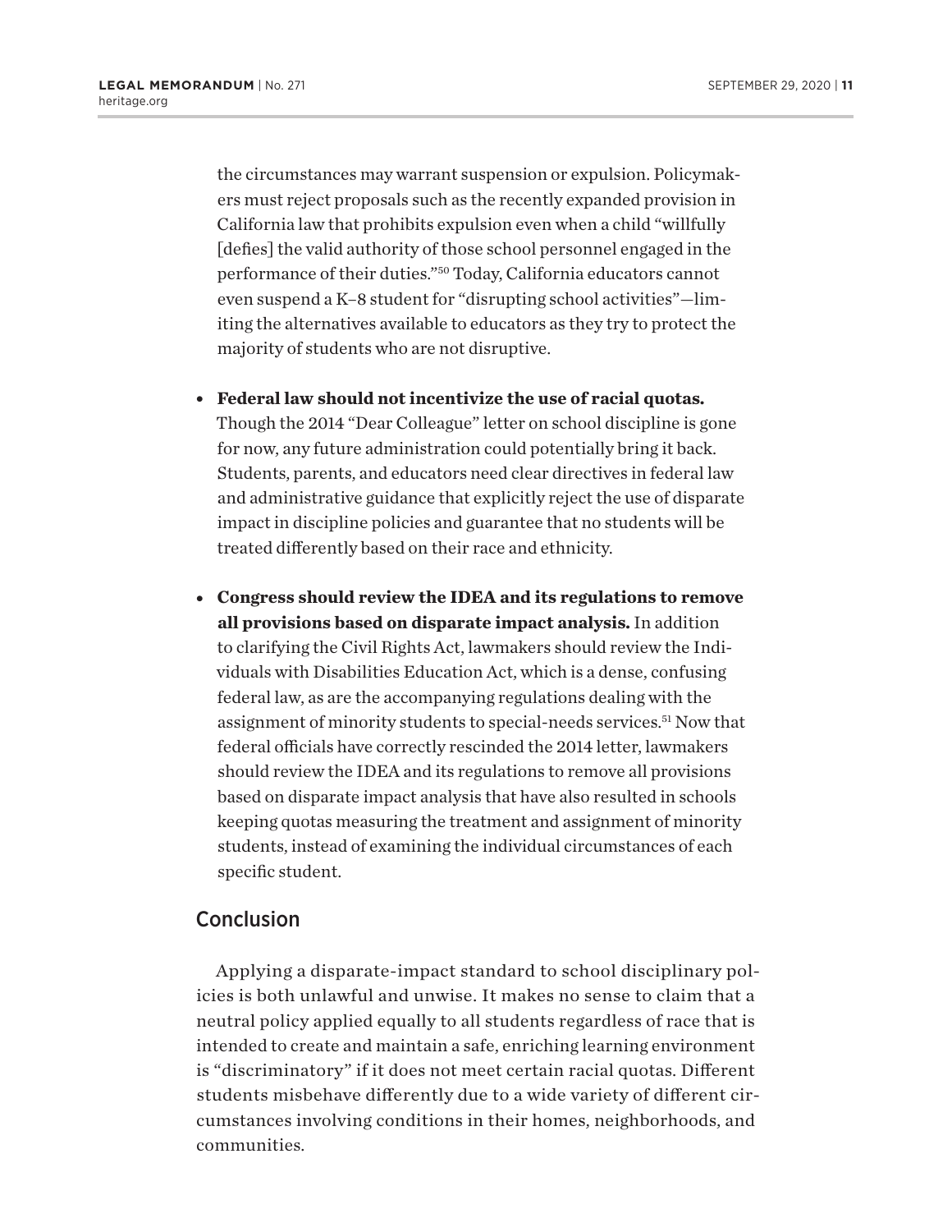the circumstances may warrant suspension or expulsion. Policymakers must reject proposals such as the recently expanded provision in California law that prohibits expulsion even when a child "willfully [defies] the valid authority of those school personnel engaged in the performance of their duties."[50] Today, California educators cannot even suspend a K–8 student for "disrupting school activities"—limiting the alternatives available to educators as they try to protect the majority of students who are not disruptive.

- **Federal law should not incentivize the use of racial quotas.** Though the 2014 "Dear Colleague" letter on school discipline is gone for now, any future administration could potentially bring it back. Students, parents, and educators need clear directives in federal law and administrative guidance that explicitly reject the use of disparate impact in discipline policies and guarantee that no students will be treated differently based on their race and ethnicity.
- **Congress should review the IDEA and its regulations to remove all provisions based on disparate impact analysis.** In addition to clarifying the Civil Rights Act, lawmakers should review the Individuals with Disabilities Education Act, which is a dense, confusing federal law, as are the accompanying regulations dealing with the assignment of minority students to special-needs services.[51] Now that federal officials have correctly rescinded the 2014 letter, lawmakers should review the IDEA and its regulations to remove all provisions based on disparate impact analysis that have also resulted in schools keeping quotas measuring the treatment and assignment of minority students, instead of examining the individual circumstances of each specific student.

## Conclusion

Applying a disparate-impact standard to school disciplinary policies is both unlawful and unwise. It makes no sense to claim that a neutral policy applied equally to all students regardless of race that is intended to create and maintain a safe, enriching learning environment is "discriminatory" if it does not meet certain racial quotas. Different students misbehave differently due to a wide variety of different circumstances involving conditions in their homes, neighborhoods, and communities.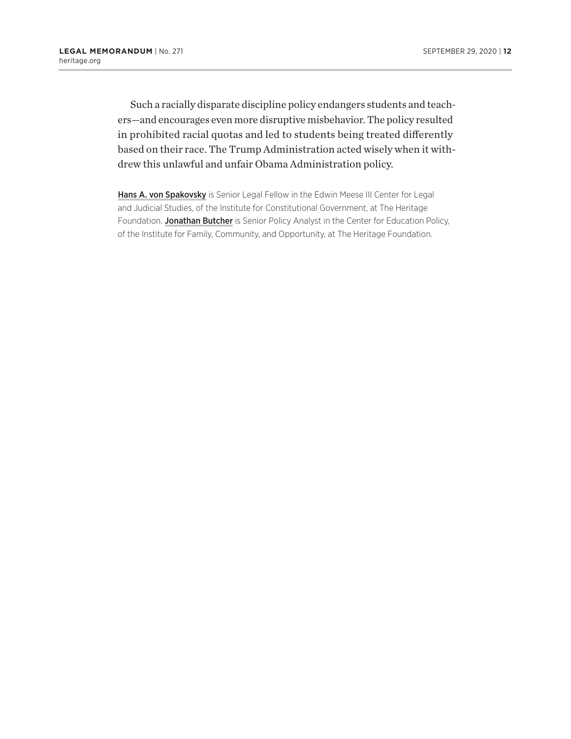Such a racially disparate discipline policy endangers students and teachers—and encourages even more disruptive misbehavior. The policy resulted in prohibited racial quotas and led to students being treated differently based on their race. The Trump Administration acted wisely when it withdrew this unlawful and unfair Obama Administration policy.

Hans A. von Spakovsky is Senior Legal Fellow in the Edwin Meese III Center for Legal and Judicial Studies, of the Institute for Constitutional Government, at The Heritage Foundation. Jonathan Butcher is Senior Policy Analyst in the Center for Education Policy, of the Institute for Family, Community, and Opportunity, at The Heritage Foundation.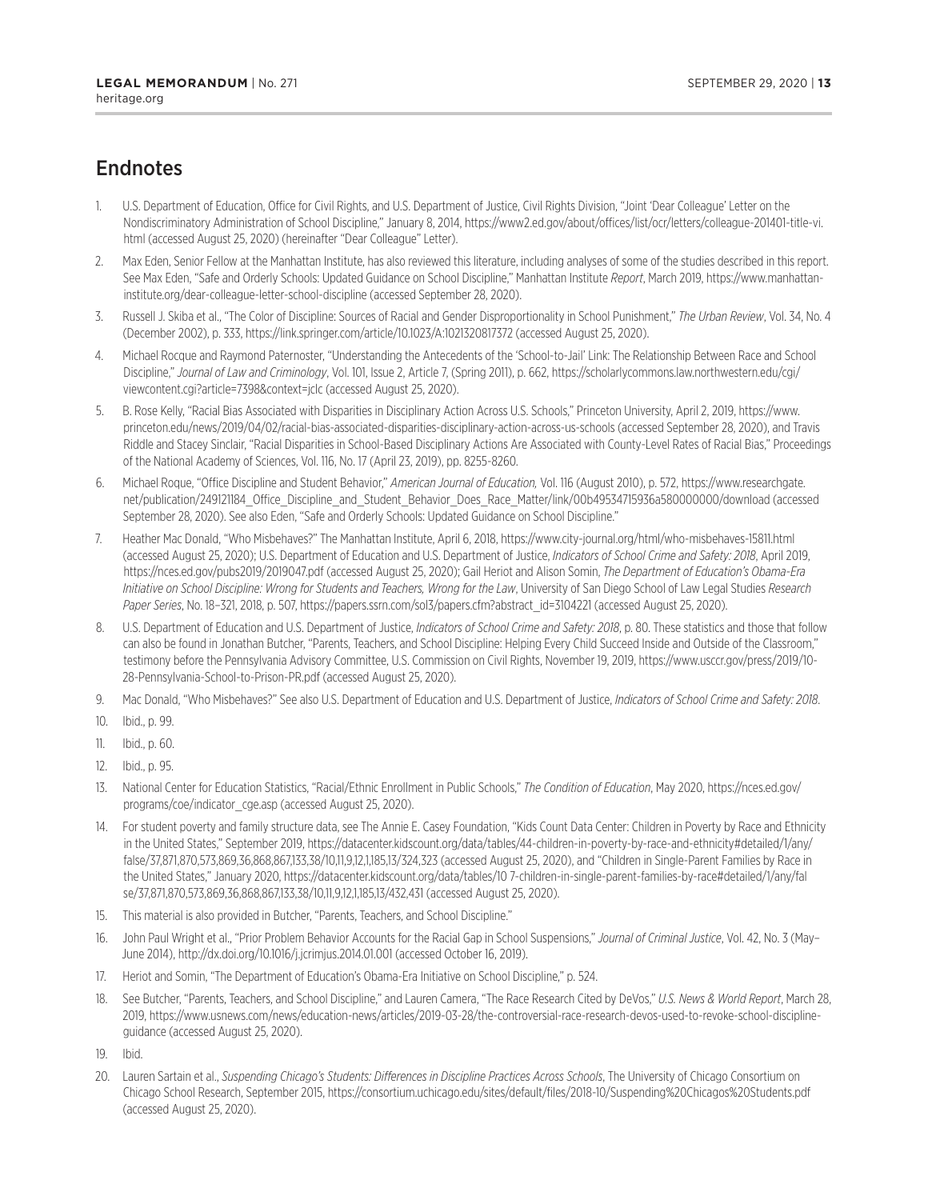## Endnotes

1. U.S. Department of Education, Office for Civil Rights, and U.S. Department of Justice, Civil Rights Division, "Joint 'Dear Colleague' Letter on the Nondiscriminatory Administration of School Discipline," January 8, 2014, https://www2.ed.gov/about/offices/list/ocr/letters/colleague-201401-title-vi.html (accessed August 25, 2020) (hereinafter "Dear Colleague" Letter).
2. Max Eden, Senior Fellow at the Manhattan Institute, has also reviewed this literature, including analyses of some of the studies described in this report. See Max Eden, "Safe and Orderly Schools: Updated Guidance on School Discipline," Manhattan Institute *Report*, March 2019, https://www.manhattan-institute.org/dear-colleague-letter-school-discipline (accessed September 28, 2020).
3. Russell J. Skiba et al., "The Color of Discipline: Sources of Racial and Gender Disproportionality in School Punishment," *The Urban Review*, Vol. 34, No. 4 (December 2002), p. 333, https://link.springer.com/article/10.1023/A:1021320817372 (accessed August 25, 2020).
4. Michael Rocque and Raymond Paternoster, "Understanding the Antecedents of the 'School-to-Jail' Link: The Relationship Between Race and School Discipline," *Journal of Law and Criminology*, Vol. 101, Issue 2, Article 7, (Spring 2011), p. 662, https://scholarlycommons.law.northwestern.edu/cgi/viewcontent.cgi?article=7398&context=jclc (accessed August 25, 2020).
5. B. Rose Kelly, "Racial Bias Associated with Disparities in Disciplinary Action Across U.S. Schools," Princeton University, April 2, 2019, https://www.princeton.edu/news/2019/04/02/racial-bias-associated-disparities-disciplinary-action-across-us-schools (accessed September 28, 2020), and Travis Riddle and Stacey Sinclair, "Racial Disparities in School-Based Disciplinary Actions Are Associated with County-Level Rates of Racial Bias," Proceedings of the National Academy of Sciences, Vol. 116, No. 17 (April 23, 2019), pp. 8255-8260.
6. Michael Roque, "Office Discipline and Student Behavior," *American Journal of Education,* Vol. 116 (August 2010), p. 572, https://www.researchgate.net/publication/249121184_Office_Discipline_and_Student_Behavior_Does_Race_Matter/link/00b49534715936a580000000/download (accessed September 28, 2020). See also Eden, "Safe and Orderly Schools: Updated Guidance on School Discipline."
7. Heather Mac Donald, "Who Misbehaves?" The Manhattan Institute, April 6, 2018, https://www.city-journal.org/html/who-misbehaves-15811.html (accessed August 25, 2020); U.S. Department of Education and U.S. Department of Justice, *Indicators of School Crime and Safety: 2018*, April 2019, https://nces.ed.gov/pubs2019/2019047.pdf (accessed August 25, 2020); Gail Heriot and Alison Somin, *The Department of Education's Obama-Era Initiative on School Discipline: Wrong for Students and Teachers, Wrong for the Law*, University of San Diego School of Law Legal Studies *Research Paper Series*, No. 18–321, 2018, p. 507, https://papers.ssrn.com/sol3/papers.cfm?abstract_id=3104221 (accessed August 25, 2020).
8. U.S. Department of Education and U.S. Department of Justice, *Indicators of School Crime and Safety: 2018*, p. 80. These statistics and those that follow can also be found in Jonathan Butcher, "Parents, Teachers, and School Discipline: Helping Every Child Succeed Inside and Outside of the Classroom," testimony before the Pennsylvania Advisory Committee, U.S. Commission on Civil Rights, November 19, 2019, https://www.usccr.gov/press/2019/10-28-Pennsylvania-School-to-Prison-PR.pdf (accessed August 25, 2020).
9. Mac Donald, "Who Misbehaves?" See also U.S. Department of Education and U.S. Department of Justice, *Indicators of School Crime and Safety: 2018*.
10. Ibid., p. 99.
11. Ibid., p. 60.
12. Ibid., p. 95.
13. National Center for Education Statistics, "Racial/Ethnic Enrollment in Public Schools," *The Condition of Education*, May 2020, https://nces.ed.gov/programs/coe/indicator_cge.asp (accessed August 25, 2020).
14. For student poverty and family structure data, see The Annie E. Casey Foundation, "Kids Count Data Center: Children in Poverty by Race and Ethnicity in the United States," September 2019, https://datacenter.kidscount.org/data/tables/44-children-in-poverty-by-race-and-ethnicity#detailed/1/any/false/37,871,870,573,869,36,868,867,133,38/10,11,9,12,1,185,13/324,323 (accessed August 25, 2020), and "Children in Single-Parent Families by Race in the United States," January 2020, https://datacenter.kidscount.org/data/tables/10 7-children-in-single-parent-families-by-race#detailed/1/any/false/37,871,870,573,869,36,868,867,133,38/10,11,9,12,1,185,13/432,431 (accessed August 25, 2020).
15. This material is also provided in Butcher, "Parents, Teachers, and School Discipline."
16. John Paul Wright et al., "Prior Problem Behavior Accounts for the Racial Gap in School Suspensions," *Journal of Criminal Justice*, Vol. 42, No. 3 (May–June 2014), http://dx.doi.org/10.1016/j.jcrimjus.2014.01.001 (accessed October 16, 2019).
17. Heriot and Somin, "The Department of Education's Obama-Era Initiative on School Discipline," p. 524.
18. See Butcher, "Parents, Teachers, and School Discipline," and Lauren Camera, "The Race Research Cited by DeVos," *U.S. News & World Report*, March 28, 2019, https://www.usnews.com/news/education-news/articles/2019-03-28/the-controversial-race-research-devos-used-to-revoke-school-discipline-guidance (accessed August 25, 2020).
19. Ibid.
20. Lauren Sartain et al., *Suspending Chicago's Students: Differences in Discipline Practices Across Schools*, The University of Chicago Consortium on Chicago School Research, September 2015, https://consortium.uchicago.edu/sites/default/files/2018-10/Suspending%20Chicagos%20Students.pdf (accessed August 25, 2020).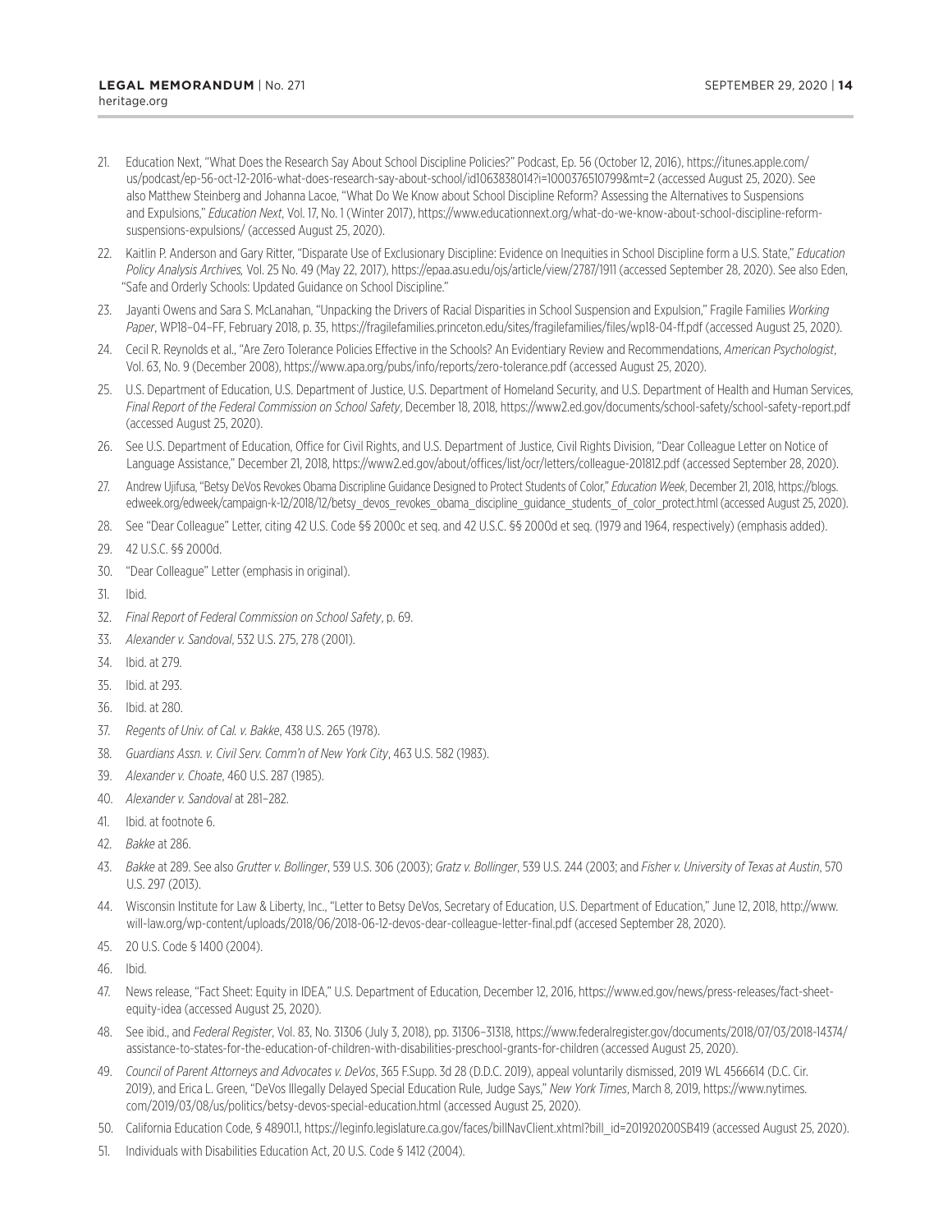21. Education Next, "What Does the Research Say About School Discipline Policies?" Podcast, Ep. 56 (October 12, 2016), https://itunes.apple.com/us/podcast/ep-56-oct-12-2016-what-does-research-say-about-school/id1063838014?i=1000376510799&mt=2 (accessed August 25, 2020). See also Matthew Steinberg and Johanna Lacoe, "What Do We Know about School Discipline Reform? Assessing the Alternatives to Suspensions and Expulsions," *Education Next*, Vol. 17, No. 1 (Winter 2017), https://www.educationnext.org/what-do-we-know-about-school-discipline-reform-suspensions-expulsions/ (accessed August 25, 2020).

22. Kaitlin P. Anderson and Gary Ritter, "Disparate Use of Exclusionary Discipline: Evidence on Inequities in School Discipline form a U.S. State," *Education Policy Analysis Archives,* Vol. 25 No. 49 (May 22, 2017), https://epaa.asu.edu/ojs/article/view/2787/1911 (accessed September 28, 2020). See also Eden, "Safe and Orderly Schools: Updated Guidance on School Discipline."

23. Jayanti Owens and Sara S. McLanahan, "Unpacking the Drivers of Racial Disparities in School Suspension and Expulsion," Fragile Families *Working Paper*, WP18–04–FF, February 2018, p. 35, https://fragilefamilies.princeton.edu/sites/fragilefamilies/files/wp18-04-ff.pdf (accessed August 25, 2020).

24. Cecil R. Reynolds et al., "Are Zero Tolerance Policies Effective in the Schools? An Evidentiary Review and Recommendations, *American Psychologist*, Vol. 63, No. 9 (December 2008), https://www.apa.org/pubs/info/reports/zero-tolerance.pdf (accessed August 25, 2020).

25. U.S. Department of Education, U.S. Department of Justice, U.S. Department of Homeland Security, and U.S. Department of Health and Human Services, *Final Report of the Federal Commission on School Safety*, December 18, 2018, https://www2.ed.gov/documents/school-safety/school-safety-report.pdf (accessed August 25, 2020).

26. See U.S. Department of Education, Office for Civil Rights, and U.S. Department of Justice, Civil Rights Division, "Dear Colleague Letter on Notice of Language Assistance," December 21, 2018, https://www2.ed.gov/about/offices/list/ocr/letters/colleague-201812.pdf (accessed September 28, 2020).

27. Andrew Ujifusa, "Betsy DeVos Revokes Obama Discripline Guidance Designed to Protect Students of Color," *Education Week*, December 21, 2018, https://blogs.edweek.org/edweek/campaign-k-12/2018/12/betsy_devos_revokes_obama_discipline_guidance_students_of_color_protect.html (accessed August 25, 2020).

28. See "Dear Colleague" Letter, citing 42 U.S. Code §§ 2000c et seq. and 42 U.S.C. §§ 2000d et seq. (1979 and 1964, respectively) (emphasis added).

29. 42 U.S.C. §§ 2000d.

30. "Dear Colleague" Letter (emphasis in original).

31. Ibid.

32. *Final Report of Federal Commission on School Safety*, p. 69.

33. *Alexander v. Sandoval*, 532 U.S. 275, 278 (2001).

34. Ibid. at 279.

35. Ibid. at 293.

36. Ibid. at 280.

37. *Regents of Univ. of Cal. v. Bakke*, 438 U.S. 265 (1978).

38. *Guardians Assn. v. Civil Serv. Comm'n of New York City*, 463 U.S. 582 (1983).

39. *Alexander v. Choate*, 460 U.S. 287 (1985).

40. *Alexander v. Sandoval* at 281–282.

41. Ibid. at footnote 6.

42. *Bakke* at 286.

43. *Bakke* at 289. See also *Grutter v. Bollinger*, 539 U.S. 306 (2003); *Gratz v. Bollinger*, 539 U.S. 244 (2003; and *Fisher v. University of Texas at Austin*, 570 U.S. 297 (2013).

44. Wisconsin Institute for Law & Liberty, Inc., "Letter to Betsy DeVos, Secretary of Education, U.S. Department of Education," June 12, 2018, http://www.will-law.org/wp-content/uploads/2018/06/2018-06-12-devos-dear-colleague-letter-final.pdf (accesed September 28, 2020).

45. 20 U.S. Code § 1400 (2004).

46. Ibid.

47. News release, "Fact Sheet: Equity in IDEA," U.S. Department of Education, December 12, 2016, https://www.ed.gov/news/press-releases/fact-sheet-equity-idea (accessed August 25, 2020).

48. See ibid., and *Federal Register*, Vol. 83, No. 31306 (July 3, 2018), pp. 31306–31318, https://www.federalregister.gov/documents/2018/07/03/2018-14374/assistance-to-states-for-the-education-of-children-with-disabilities-preschool-grants-for-children (accessed August 25, 2020).

49. *Council of Parent Attorneys and Advocates v. DeVos*, 365 F.Supp. 3d 28 (D.D.C. 2019), appeal voluntarily dismissed, 2019 WL 4566614 (D.C. Cir. 2019), and Erica L. Green, "DeVos Illegally Delayed Special Education Rule, Judge Says," *New York Times*, March 8, 2019, https://www.nytimes.com/2019/03/08/us/politics/betsy-devos-special-education.html (accessed August 25, 2020).

50. California Education Code, § 48901.1, https://leginfo.legislature.ca.gov/faces/billNavClient.xhtml?bill_id=201920200SB419 (accessed August 25, 2020).

51. Individuals with Disabilities Education Act, 20 U.S. Code § 1412 (2004).